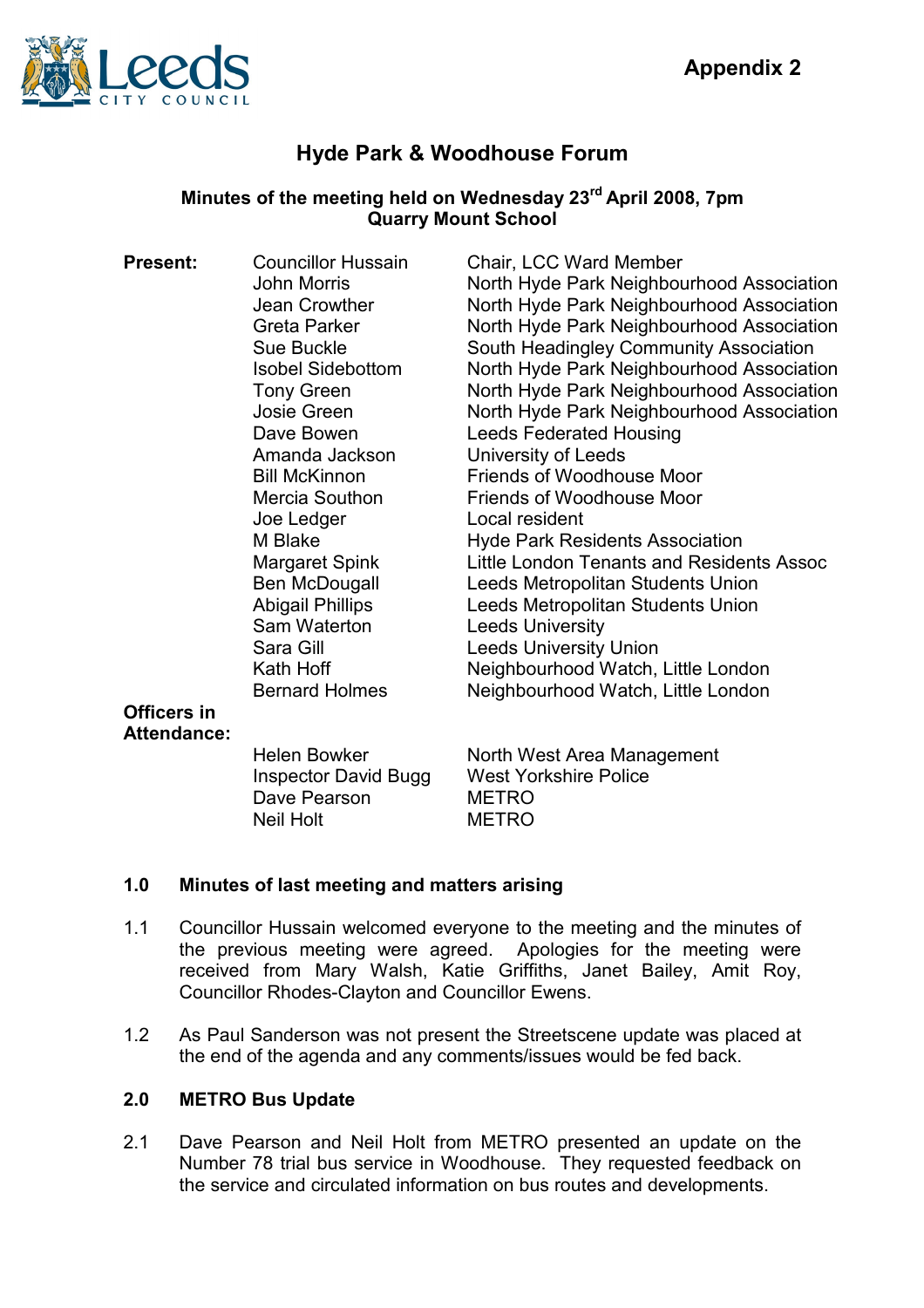Appendix 2

# Hyde Park & Woodhouse Forum

**Minutes of the meeting held on Wednesday 23rd April 2008, 7pm**
**Quarry Mount School**

| | | |
|---|---|---|
| **Present:** | Councillor Hussain | Chair, LCC Ward Member |
| | John Morris | North Hyde Park Neighbourhood Association |
| | Jean Crowther | North Hyde Park Neighbourhood Association |
| | Greta Parker | North Hyde Park Neighbourhood Association |
| | Sue Buckle | South Headingley Community Association |
| | Isobel Sidebottom | North Hyde Park Neighbourhood Association |
| | Tony Green | North Hyde Park Neighbourhood Association |
| | Josie Green | North Hyde Park Neighbourhood Association |
| | Dave Bowen | Leeds Federated Housing |
| | Amanda Jackson | University of Leeds |
| | Bill McKinnon | Friends of Woodhouse Moor |
| | Mercia Southon | Friends of Woodhouse Moor |
| | Joe Ledger | Local resident |
| | M Blake | Hyde Park Residents Association |
| | Margaret Spink | Little London Tenants and Residents Assoc |
| | Ben McDougall | Leeds Metropolitan Students Union |
| | Abigail Phillips | Leeds Metropolitan Students Union |
| | Sam Waterton | Leeds University |
| | Sara Gill | Leeds University Union |
| | Kath Hoff | Neighbourhood Watch, Little London |
| | Bernard Holmes | Neighbourhood Watch, Little London |
| **Officers in Attendance:** | | |
| | Helen Bowker | North West Area Management |
| | Inspector David Bugg | West Yorkshire Police |
| | Dave Pearson | METRO |
| | Neil Holt | METRO |

## 1.0 Minutes of last meeting and matters arising

1.1 Councillor Hussain welcomed everyone to the meeting and the minutes of the previous meeting were agreed. Apologies for the meeting were received from Mary Walsh, Katie Griffiths, Janet Bailey, Amit Roy, Councillor Rhodes-Clayton and Councillor Ewens.

1.2 As Paul Sanderson was not present the Streetscene update was placed at the end of the agenda and any comments/issues would be fed back.

## 2.0 METRO Bus Update

2.1 Dave Pearson and Neil Holt from METRO presented an update on the Number 78 trial bus service in Woodhouse. They requested feedback on the service and circulated information on bus routes and developments.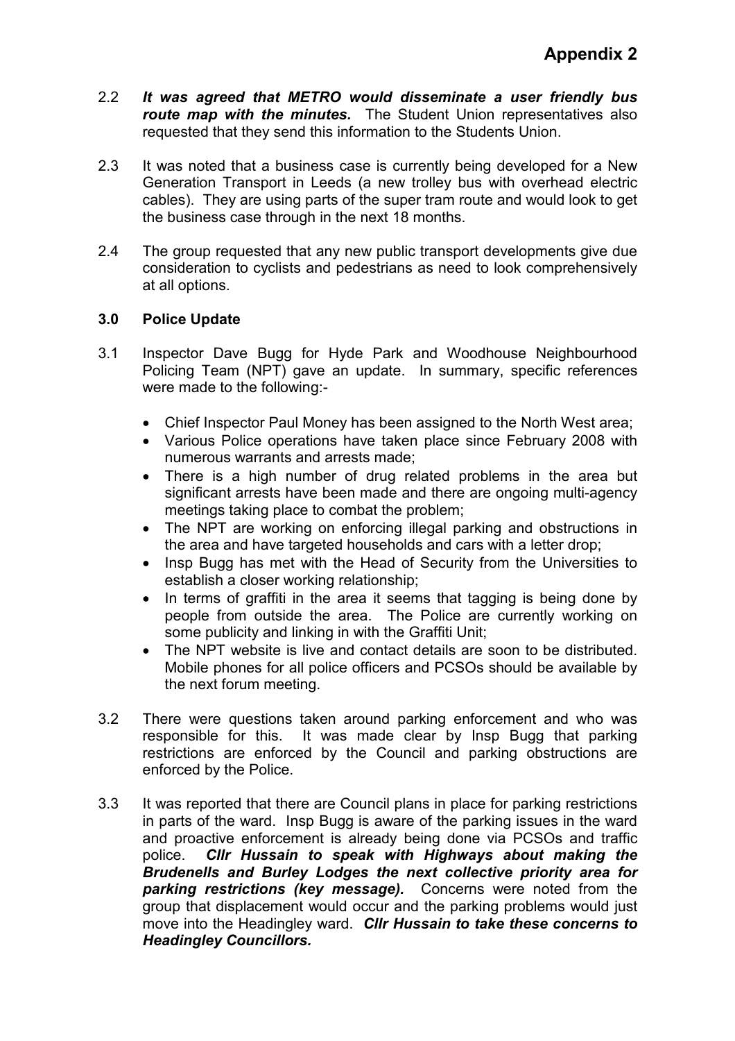# Appendix 2

2.2 ***It was agreed that METRO would disseminate a user friendly bus route map with the minutes.*** The Student Union representatives also requested that they send this information to the Students Union.

2.3 It was noted that a business case is currently being developed for a New Generation Transport in Leeds (a new trolley bus with overhead electric cables). They are using parts of the super tram route and would look to get the business case through in the next 18 months.

2.4 The group requested that any new public transport developments give due consideration to cyclists and pedestrians as need to look comprehensively at all options.

## 3.0 Police Update

3.1 Inspector Dave Bugg for Hyde Park and Woodhouse Neighbourhood Policing Team (NPT) gave an update. In summary, specific references were made to the following:-

- Chief Inspector Paul Money has been assigned to the North West area;
- Various Police operations have taken place since February 2008 with numerous warrants and arrests made;
- There is a high number of drug related problems in the area but significant arrests have been made and there are ongoing multi-agency meetings taking place to combat the problem;
- The NPT are working on enforcing illegal parking and obstructions in the area and have targeted households and cars with a letter drop;
- Insp Bugg has met with the Head of Security from the Universities to establish a closer working relationship;
- In terms of graffiti in the area it seems that tagging is being done by people from outside the area. The Police are currently working on some publicity and linking in with the Graffiti Unit;
- The NPT website is live and contact details are soon to be distributed. Mobile phones for all police officers and PCSOs should be available by the next forum meeting.

3.2 There were questions taken around parking enforcement and who was responsible for this. It was made clear by Insp Bugg that parking restrictions are enforced by the Council and parking obstructions are enforced by the Police.

3.3 It was reported that there are Council plans in place for parking restrictions in parts of the ward. Insp Bugg is aware of the parking issues in the ward and proactive enforcement is already being done via PCSOs and traffic police. ***Cllr Hussain to speak with Highways about making the Brudenells and Burley Lodges the next collective priority area for parking restrictions (key message).*** Concerns were noted from the group that displacement would occur and the parking problems would just move into the Headingley ward. ***Cllr Hussain to take these concerns to Headingley Councillors.***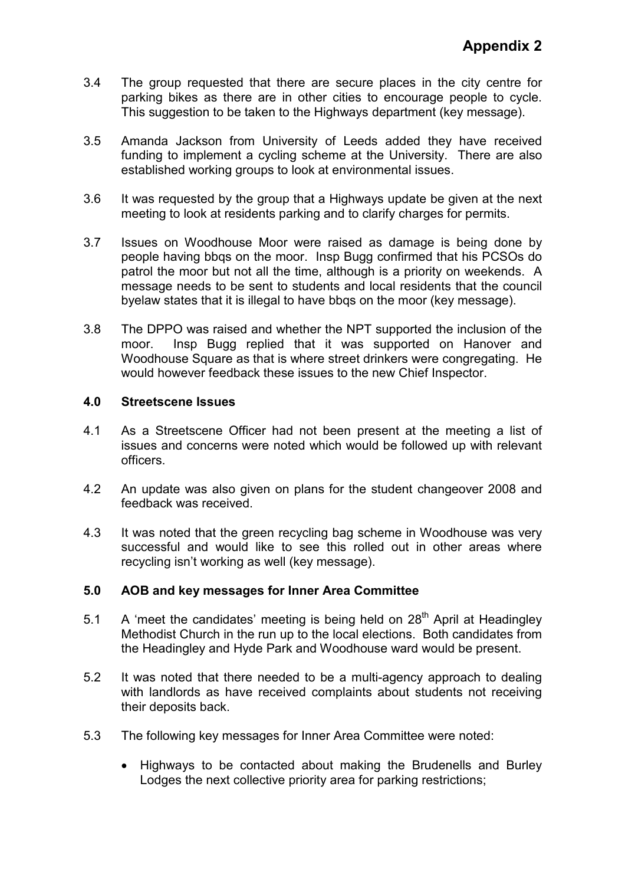**Appendix 2**

3.4 The group requested that there are secure places in the city centre for parking bikes as there are in other cities to encourage people to cycle. This suggestion to be taken to the Highways department (key message).

3.5 Amanda Jackson from University of Leeds added they have received funding to implement a cycling scheme at the University. There are also established working groups to look at environmental issues.

3.6 It was requested by the group that a Highways update be given at the next meeting to look at residents parking and to clarify charges for permits.

3.7 Issues on Woodhouse Moor were raised as damage is being done by people having bbqs on the moor. Insp Bugg confirmed that his PCSOs do patrol the moor but not all the time, although is a priority on weekends. A message needs to be sent to students and local residents that the council byelaw states that it is illegal to have bbqs on the moor (key message).

3.8 The DPPO was raised and whether the NPT supported the inclusion of the moor. Insp Bugg replied that it was supported on Hanover and Woodhouse Square as that is where street drinkers were congregating. He would however feedback these issues to the new Chief Inspector.

## 4.0 Streetscene Issues

4.1 As a Streetscene Officer had not been present at the meeting a list of issues and concerns were noted which would be followed up with relevant officers.

4.2 An update was also given on plans for the student changeover 2008 and feedback was received.

4.3 It was noted that the green recycling bag scheme in Woodhouse was very successful and would like to see this rolled out in other areas where recycling isn't working as well (key message).

## 5.0 AOB and key messages for Inner Area Committee

5.1 A 'meet the candidates' meeting is being held on 28th April at Headingley Methodist Church in the run up to the local elections. Both candidates from the Headingley and Hyde Park and Woodhouse ward would be present.

5.2 It was noted that there needed to be a multi-agency approach to dealing with landlords as have received complaints about students not receiving their deposits back.

5.3 The following key messages for Inner Area Committee were noted:

- Highways to be contacted about making the Brudenells and Burley Lodges the next collective priority area for parking restrictions;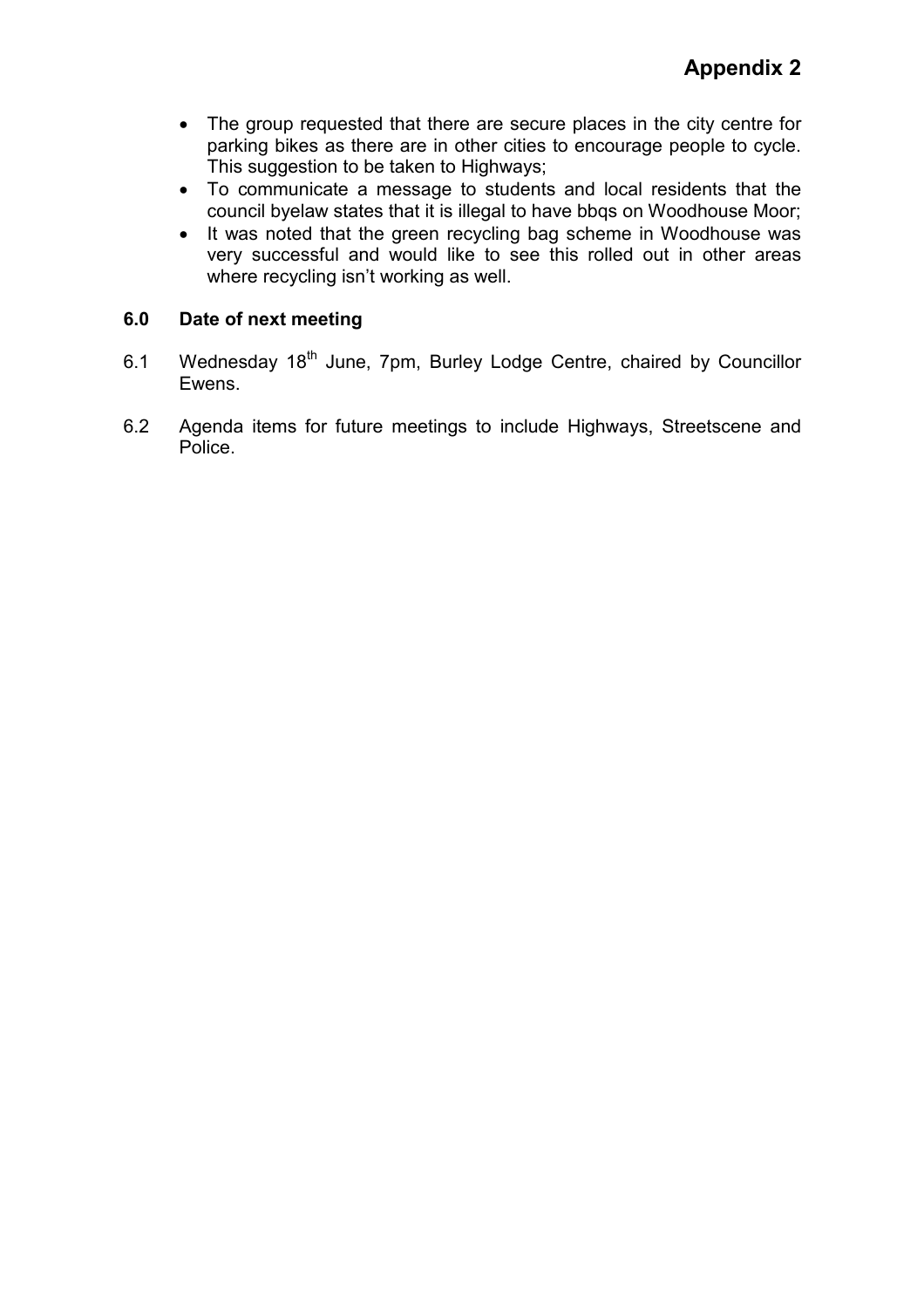# Appendix 2

- The group requested that there are secure places in the city centre for parking bikes as there are in other cities to encourage people to cycle. This suggestion to be taken to Highways;
- To communicate a message to students and local residents that the council byelaw states that it is illegal to have bbqs on Woodhouse Moor;
- It was noted that the green recycling bag scheme in Woodhouse was very successful and would like to see this rolled out in other areas where recycling isn't working as well.

**6.0 Date of next meeting**

6.1 Wednesday 18th June, 7pm, Burley Lodge Centre, chaired by Councillor Ewens.

6.2 Agenda items for future meetings to include Highways, Streetscene and Police.